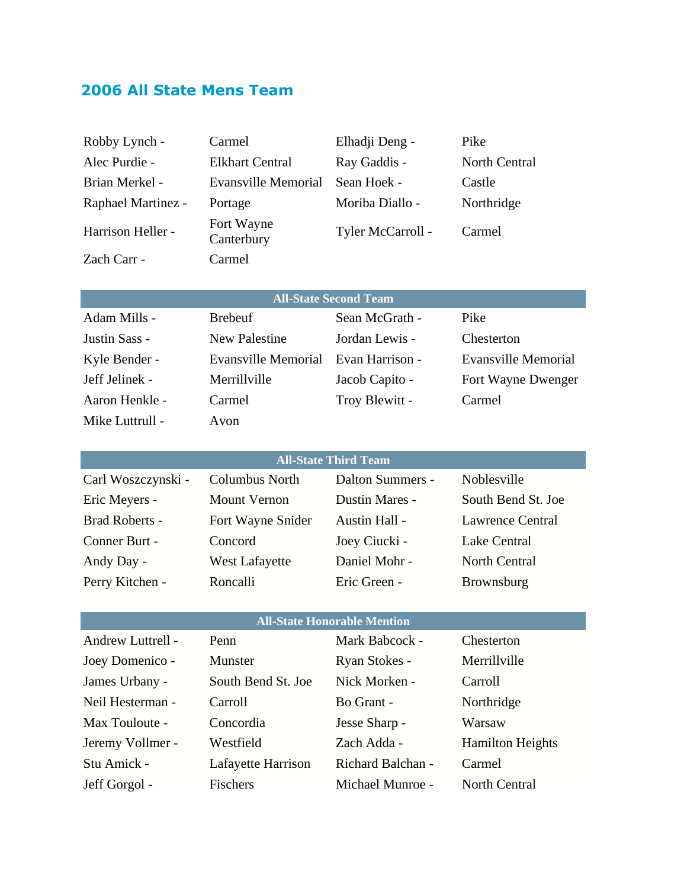## 2006 All State Mens Team

| | | | |
|---|---|---|---|
| Robby Lynch - | Carmel | Elhadji Deng - | Pike |
| Alec Purdie - | Elkhart Central | Ray Gaddis - | North Central |
| Brian Merkel - | Evansville Memorial | Sean Hoek - | Castle |
| Raphael Martinez - | Portage | Moriba Diallo - | Northridge |
| Harrison Heller - | Fort Wayne Canterbury | Tyler McCarroll - | Carmel |
| Zach Carr - | Carmel | | |

| All-State Second Team | | | |
|---|---|---|---|
| Adam Mills - | Brebeuf | Sean McGrath - | Pike |
| Justin Sass - | New Palestine | Jordan Lewis - | Chesterton |
| Kyle Bender - | Evansville Memorial | Evan Harrison - | Evansville Memorial |
| Jeff Jelinek - | Merrillville | Jacob Capito - | Fort Wayne Dwenger |
| Aaron Henkle - | Carmel | Troy Blewitt - | Carmel |
| Mike Luttrull - | Avon | | |

| All-State Third Team | | | |
|---|---|---|---|
| Carl Woszczynski - | Columbus North | Dalton Summers - | Noblesville |
| Eric Meyers - | Mount Vernon | Dustin Mares - | South Bend St. Joe |
| Brad Roberts - | Fort Wayne Snider | Austin Hall - | Lawrence Central |
| Conner Burt - | Concord | Joey Ciucki - | Lake Central |
| Andy Day - | West Lafayette | Daniel Mohr - | North Central |
| Perry Kitchen - | Roncalli | Eric Green - | Brownsburg |

| All-State Honorable Mention | | | |
|---|---|---|---|
| Andrew Luttrell - | Penn | Mark Babcock - | Chesterton |
| Joey Domenico - | Munster | Ryan Stokes - | Merrillville |
| James Urbany - | South Bend St. Joe | Nick Morken - | Carroll |
| Neil Hesterman - | Carroll | Bo Grant - | Northridge |
| Max Touloute - | Concordia | Jesse Sharp - | Warsaw |
| Jeremy Vollmer - | Westfield | Zach Adda - | Hamilton Heights |
| Stu Amick - | Lafayette Harrison | Richard Balchan - | Carmel |
| Jeff Gorgol - | Fischers | Michael Munroe - | North Central |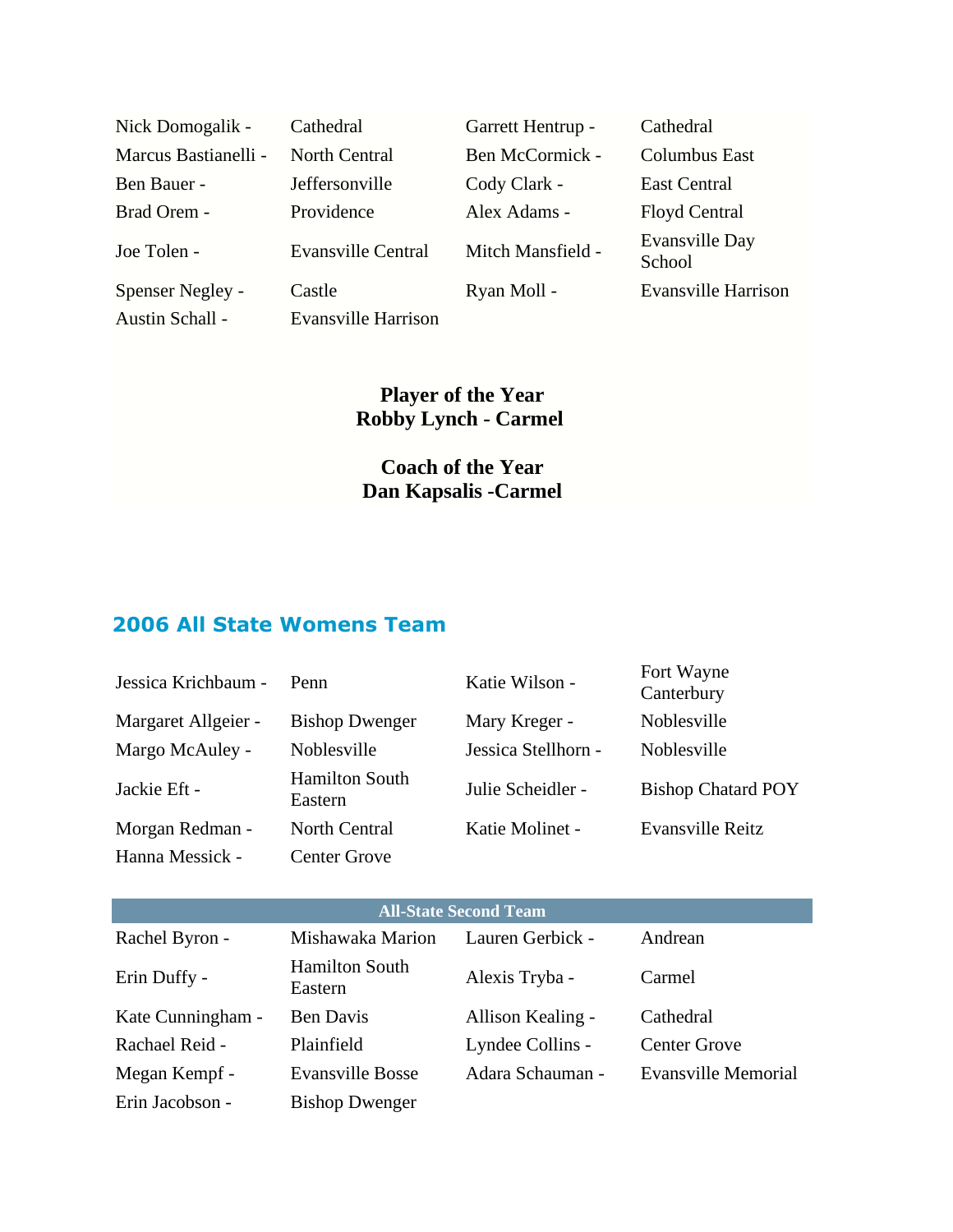| | | | |
|---|---|---|---|
| Nick Domogalik - | Cathedral | Garrett Hentrup - | Cathedral |
| Marcus Bastianelli - | North Central | Ben McCormick - | Columbus East |
| Ben Bauer - | Jeffersonville | Cody Clark - | East Central |
| Brad Orem - | Providence | Alex Adams - | Floyd Central |
| Joe Tolen - | Evansville Central | Mitch Mansfield - | Evansville Day School |
| Spenser Negley - | Castle | Ryan Moll - | Evansville Harrison |
| Austin Schall - | Evansville Harrison | | |

**Player of the Year**
**Robby Lynch - Carmel**

**Coach of the Year**
**Dan Kapsalis -Carmel**

## 2006 All State Womens Team

| | | | |
|---|---|---|---|
| Jessica Krichbaum - | Penn | Katie Wilson - | Fort Wayne Canterbury |
| Margaret Allgeier - | Bishop Dwenger | Mary Kreger - | Noblesville |
| Margo McAuley - | Noblesville | Jessica Stellhorn - | Noblesville |
| Jackie Eft - | Hamilton South Eastern | Julie Scheidler - | Bishop Chatard POY |
| Morgan Redman - | North Central | Katie Molinet - | Evansville Reitz |
| Hanna Messick - | Center Grove | | |

| All-State Second Team | | | |
|---|---|---|---|
| Rachel Byron - | Mishawaka Marion | Lauren Gerbick - | Andrean |
| Erin Duffy - | Hamilton South Eastern | Alexis Tryba - | Carmel |
| Kate Cunningham - | Ben Davis | Allison Kealing - | Cathedral |
| Rachael Reid - | Plainfield | Lyndee Collins - | Center Grove |
| Megan Kempf - | Evansville Bosse | Adara Schauman - | Evansville Memorial |
| Erin Jacobson - | Bishop Dwenger | | |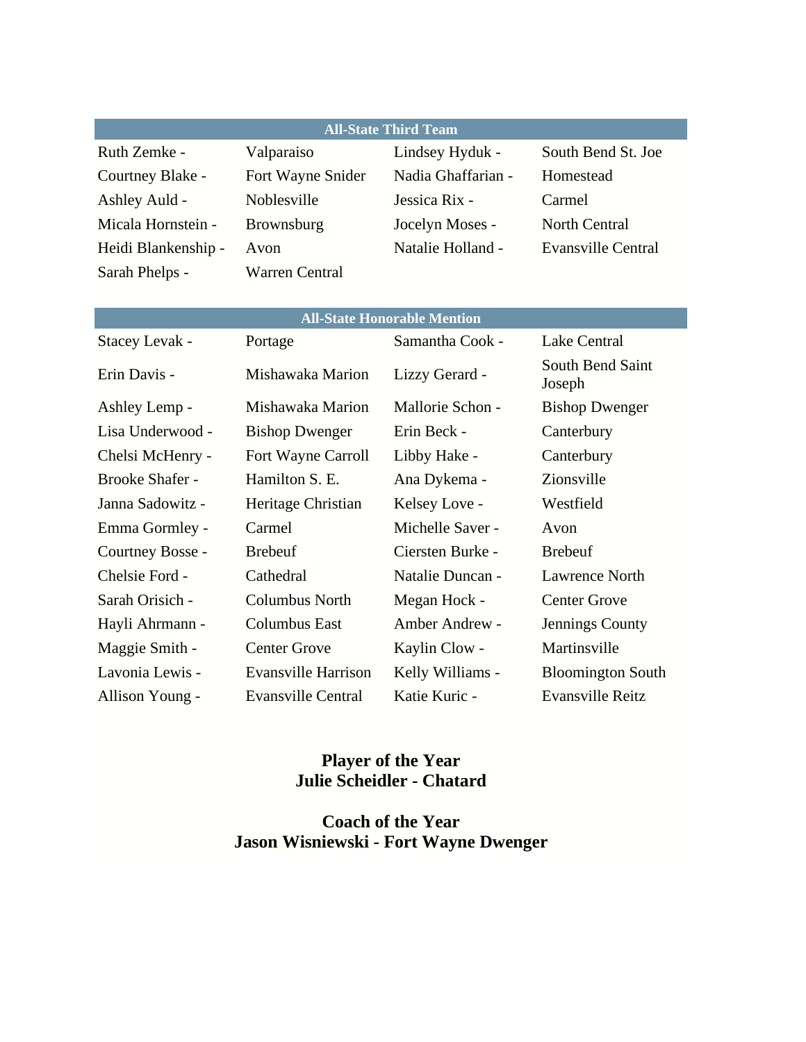| All-State Third Team | | | |
|---|---|---|---|
| Ruth Zemke - | Valparaiso | Lindsey Hyduk - | South Bend St. Joe |
| Courtney Blake - | Fort Wayne Snider | Nadia Ghaffarian - | Homestead |
| Ashley Auld - | Noblesville | Jessica Rix - | Carmel |
| Micala Hornstein - | Brownsburg | Jocelyn Moses - | North Central |
| Heidi Blankenship - | Avon | Natalie Holland - | Evansville Central |
| Sarah Phelps - | Warren Central | | |

| All-State Honorable Mention | | | |
|---|---|---|---|
| Stacey Levak - | Portage | Samantha Cook - | Lake Central |
| Erin Davis - | Mishawaka Marion | Lizzy Gerard - | South Bend Saint Joseph |
| Ashley Lemp - | Mishawaka Marion | Mallorie Schon - | Bishop Dwenger |
| Lisa Underwood - | Bishop Dwenger | Erin Beck - | Canterbury |
| Chelsi McHenry - | Fort Wayne Carroll | Libby Hake - | Canterbury |
| Brooke Shafer - | Hamilton S. E. | Ana Dykema - | Zionsville |
| Janna Sadowitz - | Heritage Christian | Kelsey Love - | Westfield |
| Emma Gormley - | Carmel | Michelle Saver - | Avon |
| Courtney Bosse - | Brebeuf | Ciersten Burke - | Brebeuf |
| Chelsie Ford - | Cathedral | Natalie Duncan - | Lawrence North |
| Sarah Orisich - | Columbus North | Megan Hock - | Center Grove |
| Hayli Ahrmann - | Columbus East | Amber Andrew - | Jennings County |
| Maggie Smith - | Center Grove | Kaylin Clow - | Martinsville |
| Lavonia Lewis - | Evansville Harrison | Kelly Williams - | Bloomington South |
| Allison Young - | Evansville Central | Katie Kuric - | Evansville Reitz |

**Player of the Year**
**Julie Scheidler - Chatard**

**Coach of the Year**
**Jason Wisniewski - Fort Wayne Dwenger**